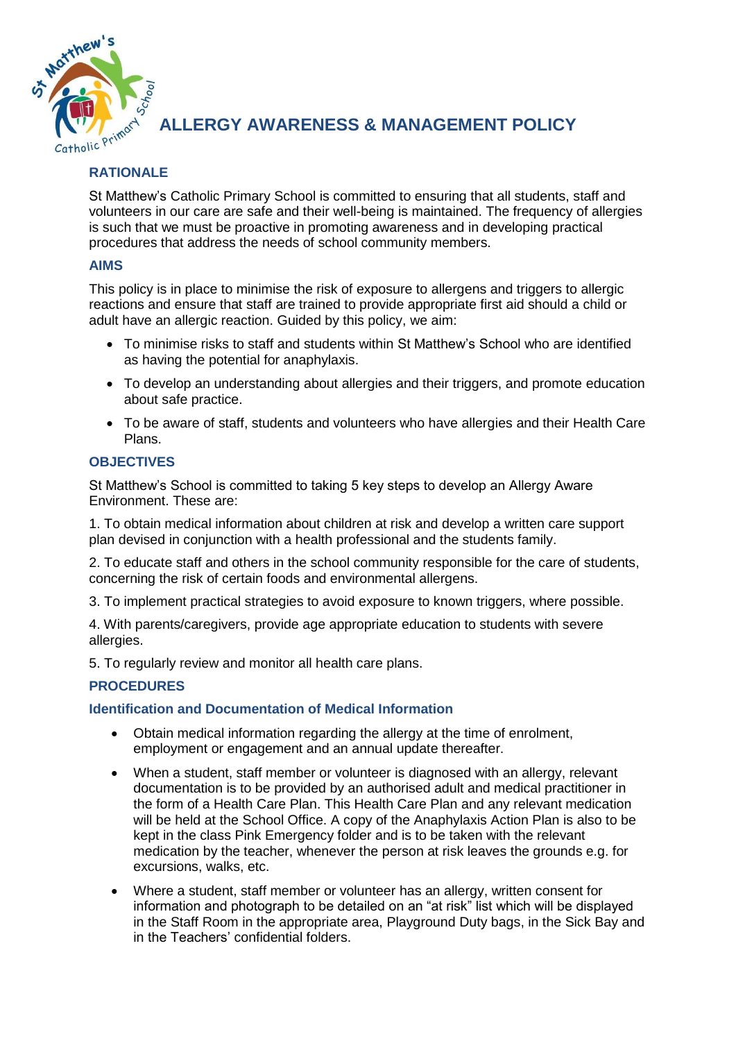# ALLERGY AWARENESS & MANAGEMENT POLICY

## RATIONALE

St Matthew's Catholic Primary School is committed to ensuring that all students, staff and volunteers in our care are safe and their well-being is maintained. The frequency of allergies is such that we must be proactive in promoting awareness and in developing practical procedures that address the needs of school community members.

## AIMS

This policy is in place to minimise the risk of exposure to allergens and triggers to allergic reactions and ensure that staff are trained to provide appropriate first aid should a child or adult have an allergic reaction. Guided by this policy, we aim:

- To minimise risks to staff and students within St Matthew's School who are identified as having the potential for anaphylaxis.
- To develop an understanding about allergies and their triggers, and promote education about safe practice.
- To be aware of staff, students and volunteers who have allergies and their Health Care Plans.

## OBJECTIVES

St Matthew's School is committed to taking 5 key steps to develop an Allergy Aware Environment. These are:

1. To obtain medical information about children at risk and develop a written care support plan devised in conjunction with a health professional and the students family.

2. To educate staff and others in the school community responsible for the care of students, concerning the risk of certain foods and environmental allergens.

3. To implement practical strategies to avoid exposure to known triggers, where possible.

4. With parents/caregivers, provide age appropriate education to students with severe allergies.

5. To regularly review and monitor all health care plans.

## PROCEDURES

### Identification and Documentation of Medical Information

- Obtain medical information regarding the allergy at the time of enrolment, employment or engagement and an annual update thereafter.
- When a student, staff member or volunteer is diagnosed with an allergy, relevant documentation is to be provided by an authorised adult and medical practitioner in the form of a Health Care Plan. This Health Care Plan and any relevant medication will be held at the School Office. A copy of the Anaphylaxis Action Plan is also to be kept in the class Pink Emergency folder and is to be taken with the relevant medication by the teacher, whenever the person at risk leaves the grounds e.g. for excursions, walks, etc.
- Where a student, staff member or volunteer has an allergy, written consent for information and photograph to be detailed on an "at risk" list which will be displayed in the Staff Room in the appropriate area, Playground Duty bags, in the Sick Bay and in the Teachers' confidential folders.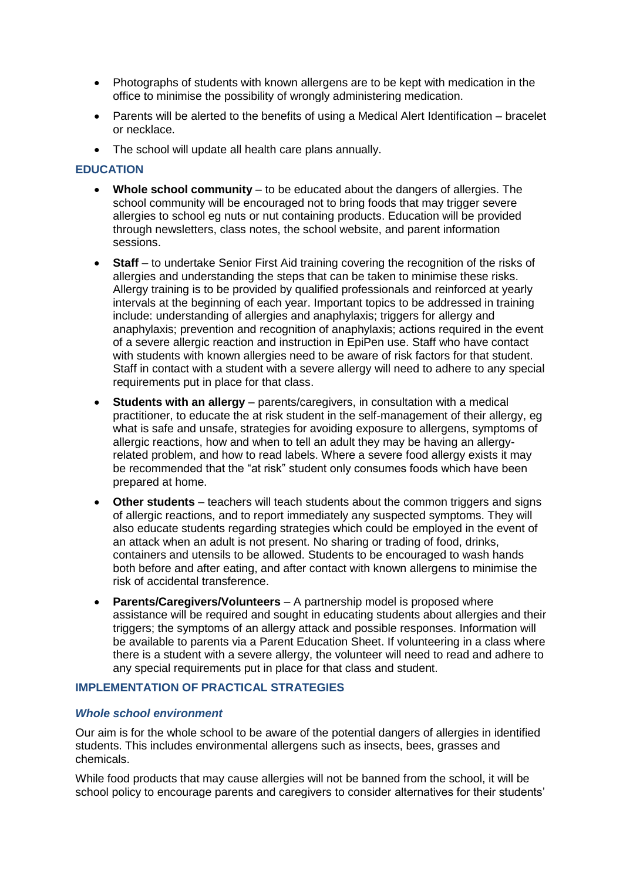- Photographs of students with known allergens are to be kept with medication in the office to minimise the possibility of wrongly administering medication.
- Parents will be alerted to the benefits of using a Medical Alert Identification – bracelet or necklace.
- The school will update all health care plans annually.

## EDUCATION

- **Whole school community** – to be educated about the dangers of allergies. The school community will be encouraged not to bring foods that may trigger severe allergies to school eg nuts or nut containing products. Education will be provided through newsletters, class notes, the school website, and parent information sessions.
- **Staff** – to undertake Senior First Aid training covering the recognition of the risks of allergies and understanding the steps that can be taken to minimise these risks. Allergy training is to be provided by qualified professionals and reinforced at yearly intervals at the beginning of each year. Important topics to be addressed in training include: understanding of allergies and anaphylaxis; triggers for allergy and anaphylaxis; prevention and recognition of anaphylaxis; actions required in the event of a severe allergic reaction and instruction in EpiPen use. Staff who have contact with students with known allergies need to be aware of risk factors for that student. Staff in contact with a student with a severe allergy will need to adhere to any special requirements put in place for that class.
- **Students with an allergy** – parents/caregivers, in consultation with a medical practitioner, to educate the at risk student in the self-management of their allergy, eg what is safe and unsafe, strategies for avoiding exposure to allergens, symptoms of allergic reactions, how and when to tell an adult they may be having an allergy-related problem, and how to read labels. Where a severe food allergy exists it may be recommended that the "at risk" student only consumes foods which have been prepared at home.
- **Other students** – teachers will teach students about the common triggers and signs of allergic reactions, and to report immediately any suspected symptoms. They will also educate students regarding strategies which could be employed in the event of an attack when an adult is not present. No sharing or trading of food, drinks, containers and utensils to be allowed. Students to be encouraged to wash hands both before and after eating, and after contact with known allergens to minimise the risk of accidental transference.
- **Parents/Caregivers/Volunteers** – A partnership model is proposed where assistance will be required and sought in educating students about allergies and their triggers; the symptoms of an allergy attack and possible responses. Information will be available to parents via a Parent Education Sheet. If volunteering in a class where there is a student with a severe allergy, the volunteer will need to read and adhere to any special requirements put in place for that class and student.

## IMPLEMENTATION OF PRACTICAL STRATEGIES

### *Whole school environment*

Our aim is for the whole school to be aware of the potential dangers of allergies in identified students. This includes environmental allergens such as insects, bees, grasses and chemicals.

While food products that may cause allergies will not be banned from the school, it will be school policy to encourage parents and caregivers to consider alternatives for their students'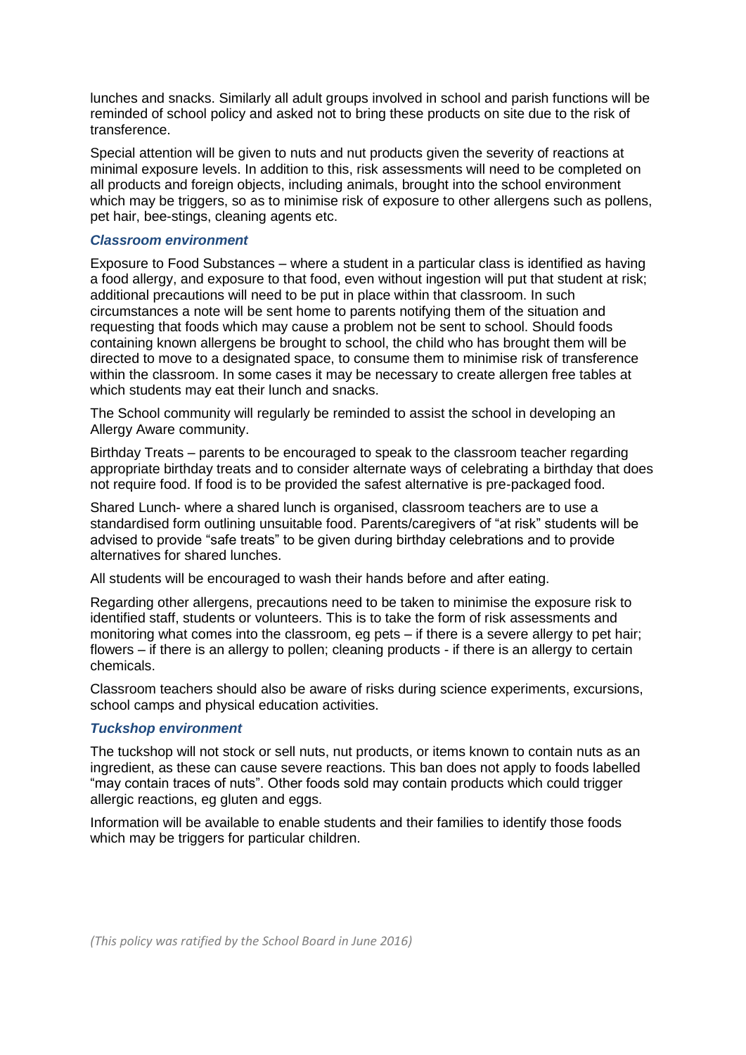lunches and snacks. Similarly all adult groups involved in school and parish functions will be reminded of school policy and asked not to bring these products on site due to the risk of transference.

Special attention will be given to nuts and nut products given the severity of reactions at minimal exposure levels. In addition to this, risk assessments will need to be completed on all products and foreign objects, including animals, brought into the school environment which may be triggers, so as to minimise risk of exposure to other allergens such as pollens, pet hair, bee-stings, cleaning agents etc.

### *Classroom environment*

Exposure to Food Substances – where a student in a particular class is identified as having a food allergy, and exposure to that food, even without ingestion will put that student at risk; additional precautions will need to be put in place within that classroom. In such circumstances a note will be sent home to parents notifying them of the situation and requesting that foods which may cause a problem not be sent to school. Should foods containing known allergens be brought to school, the child who has brought them will be directed to move to a designated space, to consume them to minimise risk of transference within the classroom. In some cases it may be necessary to create allergen free tables at which students may eat their lunch and snacks.

The School community will regularly be reminded to assist the school in developing an Allergy Aware community.

Birthday Treats – parents to be encouraged to speak to the classroom teacher regarding appropriate birthday treats and to consider alternate ways of celebrating a birthday that does not require food. If food is to be provided the safest alternative is pre-packaged food.

Shared Lunch- where a shared lunch is organised, classroom teachers are to use a standardised form outlining unsuitable food. Parents/caregivers of "at risk" students will be advised to provide "safe treats" to be given during birthday celebrations and to provide alternatives for shared lunches.

All students will be encouraged to wash their hands before and after eating.

Regarding other allergens, precautions need to be taken to minimise the exposure risk to identified staff, students or volunteers. This is to take the form of risk assessments and monitoring what comes into the classroom, eg pets – if there is a severe allergy to pet hair; flowers – if there is an allergy to pollen; cleaning products - if there is an allergy to certain chemicals.

Classroom teachers should also be aware of risks during science experiments, excursions, school camps and physical education activities.

### *Tuckshop environment*

The tuckshop will not stock or sell nuts, nut products, or items known to contain nuts as an ingredient, as these can cause severe reactions. This ban does not apply to foods labelled "may contain traces of nuts". Other foods sold may contain products which could trigger allergic reactions, eg gluten and eggs.

Information will be available to enable students and their families to identify those foods which may be triggers for particular children.

*(This policy was ratified by the School Board in June 2016)*